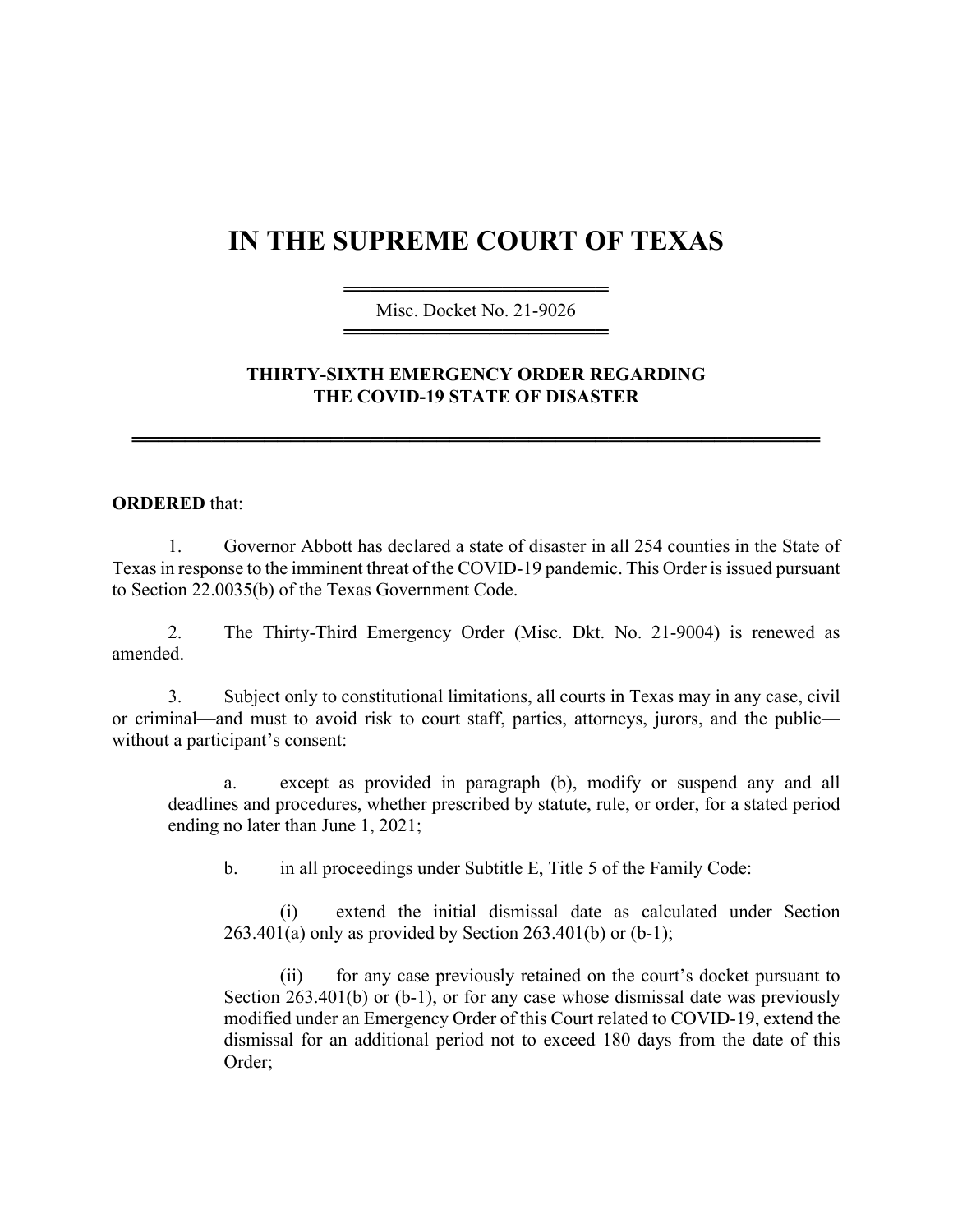# IN THE SUPREME COURT OF TEXAS

Misc. Docket No. 21-9026

## THIRTY-SIXTH EMERGENCY ORDER REGARDING THE COVID-19 STATE OF DISASTER

**ORDERED** that:

1. Governor Abbott has declared a state of disaster in all 254 counties in the State of Texas in response to the imminent threat of the COVID-19 pandemic. This Order is issued pursuant to Section 22.0035(b) of the Texas Government Code.

2. The Thirty-Third Emergency Order (Misc. Dkt. No. 21-9004) is renewed as amended.

3. Subject only to constitutional limitations, all courts in Texas may in any case, civil or criminal—and must to avoid risk to court staff, parties, attorneys, jurors, and the public—without a participant's consent:

   a. except as provided in paragraph (b), modify or suspend any and all deadlines and procedures, whether prescribed by statute, rule, or order, for a stated period ending no later than June 1, 2021;

   b. in all proceedings under Subtitle E, Title 5 of the Family Code:

      (i) extend the initial dismissal date as calculated under Section 263.401(a) only as provided by Section 263.401(b) or (b-1);

      (ii) for any case previously retained on the court's docket pursuant to Section 263.401(b) or (b-1), or for any case whose dismissal date was previously modified under an Emergency Order of this Court related to COVID-19, extend the dismissal for an additional period not to exceed 180 days from the date of this Order;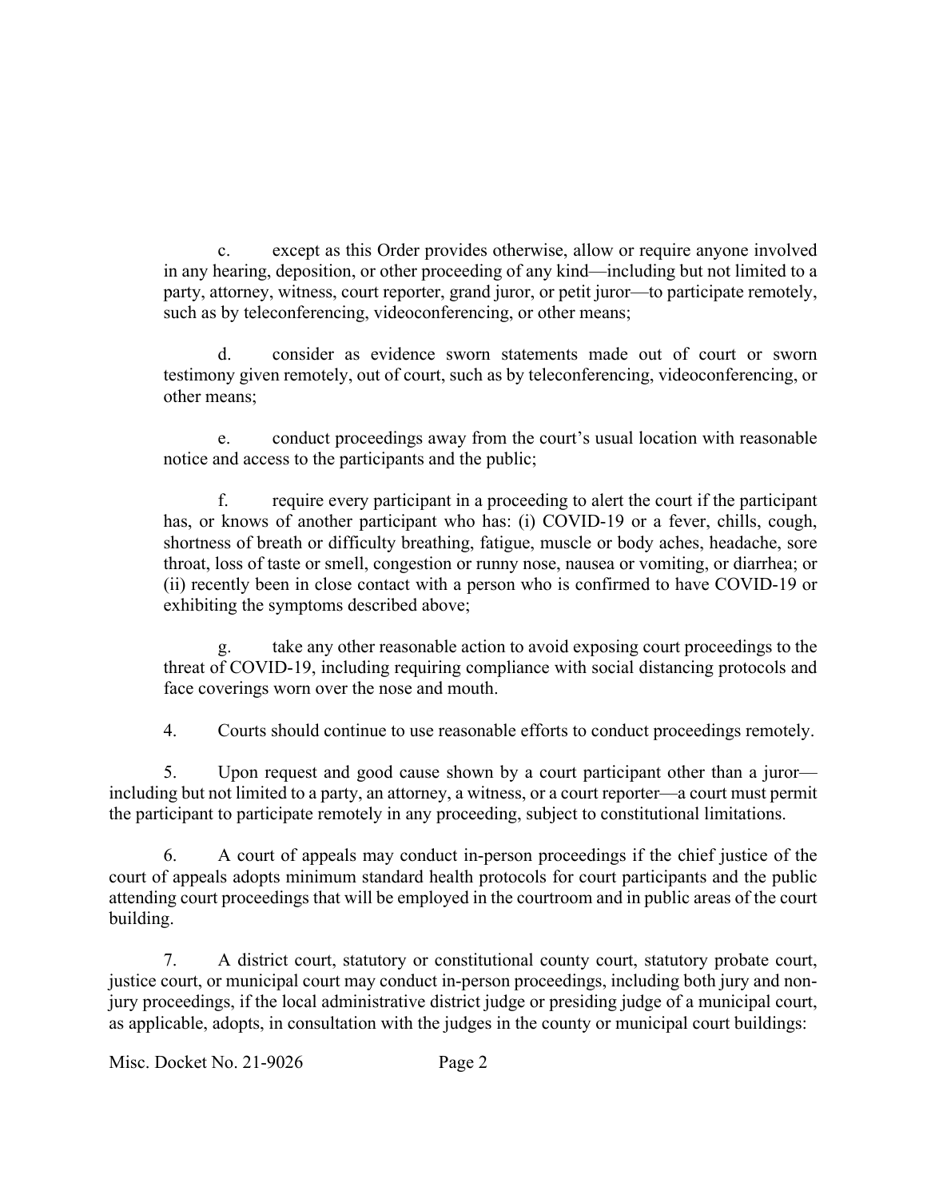c. except as this Order provides otherwise, allow or require anyone involved in any hearing, deposition, or other proceeding of any kind—including but not limited to a party, attorney, witness, court reporter, grand juror, or petit juror—to participate remotely, such as by teleconferencing, videoconferencing, or other means;

d. consider as evidence sworn statements made out of court or sworn testimony given remotely, out of court, such as by teleconferencing, videoconferencing, or other means;

e. conduct proceedings away from the court's usual location with reasonable notice and access to the participants and the public;

f. require every participant in a proceeding to alert the court if the participant has, or knows of another participant who has: (i) COVID-19 or a fever, chills, cough, shortness of breath or difficulty breathing, fatigue, muscle or body aches, headache, sore throat, loss of taste or smell, congestion or runny nose, nausea or vomiting, or diarrhea; or (ii) recently been in close contact with a person who is confirmed to have COVID-19 or exhibiting the symptoms described above;

g. take any other reasonable action to avoid exposing court proceedings to the threat of COVID-19, including requiring compliance with social distancing protocols and face coverings worn over the nose and mouth.

4. Courts should continue to use reasonable efforts to conduct proceedings remotely.

5. Upon request and good cause shown by a court participant other than a juror—including but not limited to a party, an attorney, a witness, or a court reporter—a court must permit the participant to participate remotely in any proceeding, subject to constitutional limitations.

6. A court of appeals may conduct in-person proceedings if the chief justice of the court of appeals adopts minimum standard health protocols for court participants and the public attending court proceedings that will be employed in the courtroom and in public areas of the court building.

7. A district court, statutory or constitutional county court, statutory probate court, justice court, or municipal court may conduct in-person proceedings, including both jury and non-jury proceedings, if the local administrative district judge or presiding judge of a municipal court, as applicable, adopts, in consultation with the judges in the county or municipal court buildings:

Misc. Docket No. 21-9026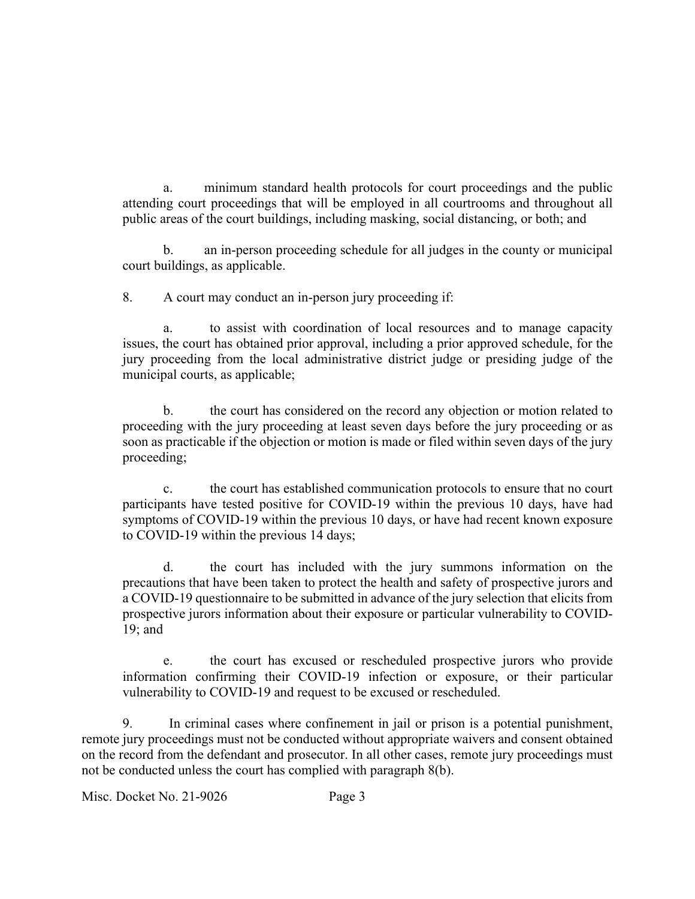a. minimum standard health protocols for court proceedings and the public attending court proceedings that will be employed in all courtrooms and throughout all public areas of the court buildings, including masking, social distancing, or both; and

b. an in-person proceeding schedule for all judges in the county or municipal court buildings, as applicable.

8. A court may conduct an in-person jury proceeding if:

a. to assist with coordination of local resources and to manage capacity issues, the court has obtained prior approval, including a prior approved schedule, for the jury proceeding from the local administrative district judge or presiding judge of the municipal courts, as applicable;

b. the court has considered on the record any objection or motion related to proceeding with the jury proceeding at least seven days before the jury proceeding or as soon as practicable if the objection or motion is made or filed within seven days of the jury proceeding;

c. the court has established communication protocols to ensure that no court participants have tested positive for COVID-19 within the previous 10 days, have had symptoms of COVID-19 within the previous 10 days, or have had recent known exposure to COVID-19 within the previous 14 days;

d. the court has included with the jury summons information on the precautions that have been taken to protect the health and safety of prospective jurors and a COVID-19 questionnaire to be submitted in advance of the jury selection that elicits from prospective jurors information about their exposure or particular vulnerability to COVID-19; and

e. the court has excused or rescheduled prospective jurors who provide information confirming their COVID-19 infection or exposure, or their particular vulnerability to COVID-19 and request to be excused or rescheduled.

9. In criminal cases where confinement in jail or prison is a potential punishment, remote jury proceedings must not be conducted without appropriate waivers and consent obtained on the record from the defendant and prosecutor. In all other cases, remote jury proceedings must not be conducted unless the court has complied with paragraph 8(b).

Misc. Docket No. 21-9026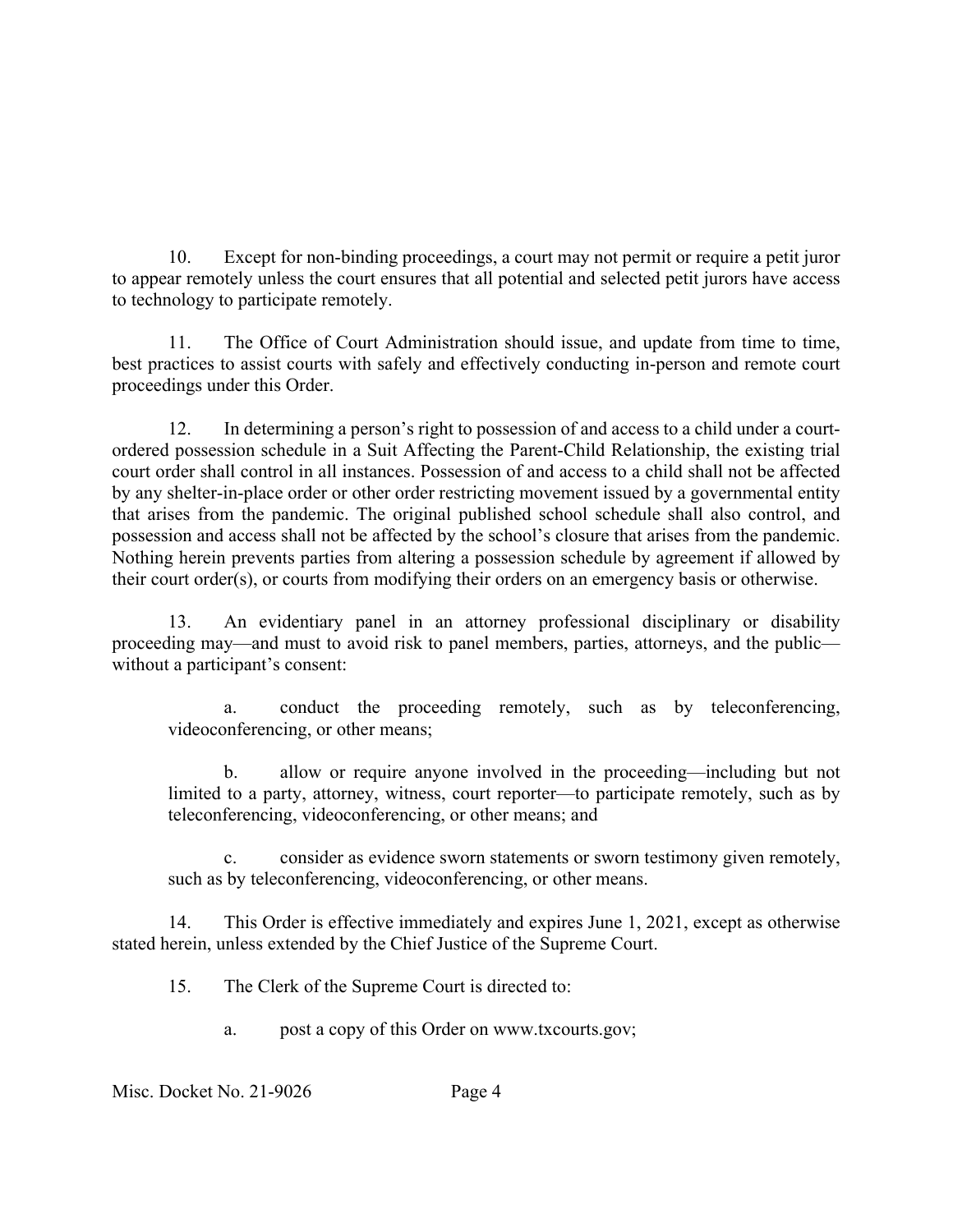10. Except for non-binding proceedings, a court may not permit or require a petit juror to appear remotely unless the court ensures that all potential and selected petit jurors have access to technology to participate remotely.

11. The Office of Court Administration should issue, and update from time to time, best practices to assist courts with safely and effectively conducting in-person and remote court proceedings under this Order.

12. In determining a person's right to possession of and access to a child under a court-ordered possession schedule in a Suit Affecting the Parent-Child Relationship, the existing trial court order shall control in all instances. Possession of and access to a child shall not be affected by any shelter-in-place order or other order restricting movement issued by a governmental entity that arises from the pandemic. The original published school schedule shall also control, and possession and access shall not be affected by the school's closure that arises from the pandemic. Nothing herein prevents parties from altering a possession schedule by agreement if allowed by their court order(s), or courts from modifying their orders on an emergency basis or otherwise.

13. An evidentiary panel in an attorney professional disciplinary or disability proceeding may—and must to avoid risk to panel members, parties, attorneys, and the public—without a participant's consent:

   a. conduct the proceeding remotely, such as by teleconferencing, videoconferencing, or other means;

   b. allow or require anyone involved in the proceeding—including but not limited to a party, attorney, witness, court reporter—to participate remotely, such as by teleconferencing, videoconferencing, or other means; and

   c. consider as evidence sworn statements or sworn testimony given remotely, such as by teleconferencing, videoconferencing, or other means.

14. This Order is effective immediately and expires June 1, 2021, except as otherwise stated herein, unless extended by the Chief Justice of the Supreme Court.

15. The Clerk of the Supreme Court is directed to:

   a. post a copy of this Order on www.txcourts.gov;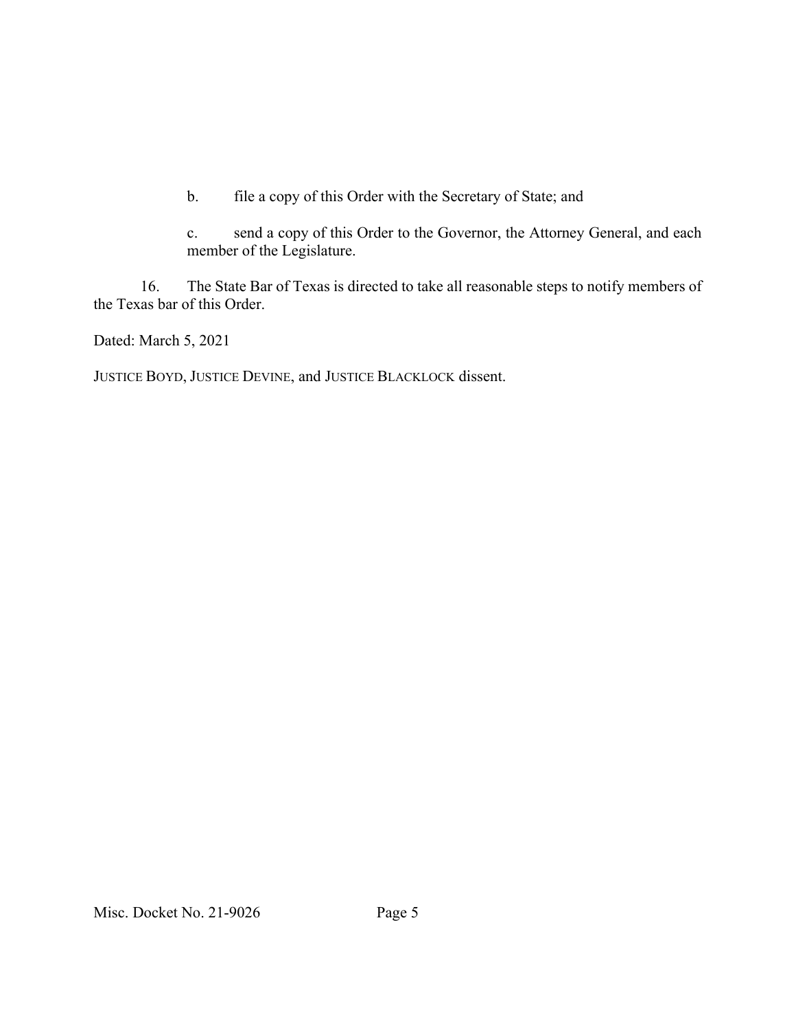b. file a copy of this Order with the Secretary of State; and

c. send a copy of this Order to the Governor, the Attorney General, and each member of the Legislature.

16. The State Bar of Texas is directed to take all reasonable steps to notify members of the Texas bar of this Order.

Dated: March 5, 2021

JUSTICE BOYD, JUSTICE DEVINE, and JUSTICE BLACKLOCK dissent.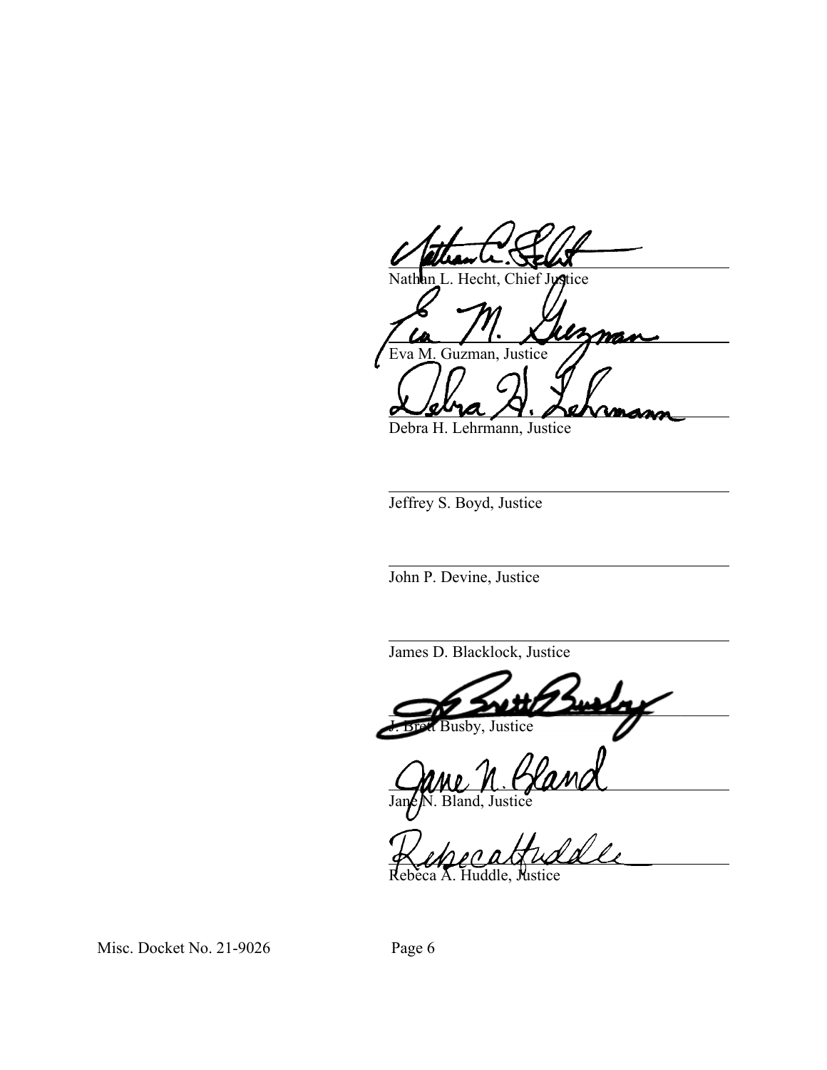\_\_\_\_\_\_\_\_\_\_\_\_\_\_\_\_\_\_\_\_\_\_\_\_\_\_\_\_\_\_\_\_\_\_\_\_\_\_\_\_
Nathan L. Hecht, Chief Justice

\_\_\_\_\_\_\_\_\_\_\_\_\_\_\_\_\_\_\_\_\_\_\_\_\_\_\_\_\_\_\_\_\_\_\_\_\_\_\_\_
Eva M. Guzman, Justice

\_\_\_\_\_\_\_\_\_\_\_\_\_\_\_\_\_\_\_\_\_\_\_\_\_\_\_\_\_\_\_\_\_\_\_\_\_\_\_\_
Debra H. Lehrmann, Justice

\_\_\_\_\_\_\_\_\_\_\_\_\_\_\_\_\_\_\_\_\_\_\_\_\_\_\_\_\_\_\_\_\_\_\_\_\_\_\_\_
Jeffrey S. Boyd, Justice

\_\_\_\_\_\_\_\_\_\_\_\_\_\_\_\_\_\_\_\_\_\_\_\_\_\_\_\_\_\_\_\_\_\_\_\_\_\_\_\_
John P. Devine, Justice

\_\_\_\_\_\_\_\_\_\_\_\_\_\_\_\_\_\_\_\_\_\_\_\_\_\_\_\_\_\_\_\_\_\_\_\_\_\_\_\_
James D. Blacklock, Justice

\_\_\_\_\_\_\_\_\_\_\_\_\_\_\_\_\_\_\_\_\_\_\_\_\_\_\_\_\_\_\_\_\_\_\_\_\_\_\_\_
J. Brett Busby, Justice

\_\_\_\_\_\_\_\_\_\_\_\_\_\_\_\_\_\_\_\_\_\_\_\_\_\_\_\_\_\_\_\_\_\_\_\_\_\_\_\_
Jane N. Bland, Justice

\_\_\_\_\_\_\_\_\_\_\_\_\_\_\_\_\_\_\_\_\_\_\_\_\_\_\_\_\_\_\_\_\_\_\_\_\_\_\_\_
Rebeca A. Huddle, Justice

Misc. Docket No. 21-9026